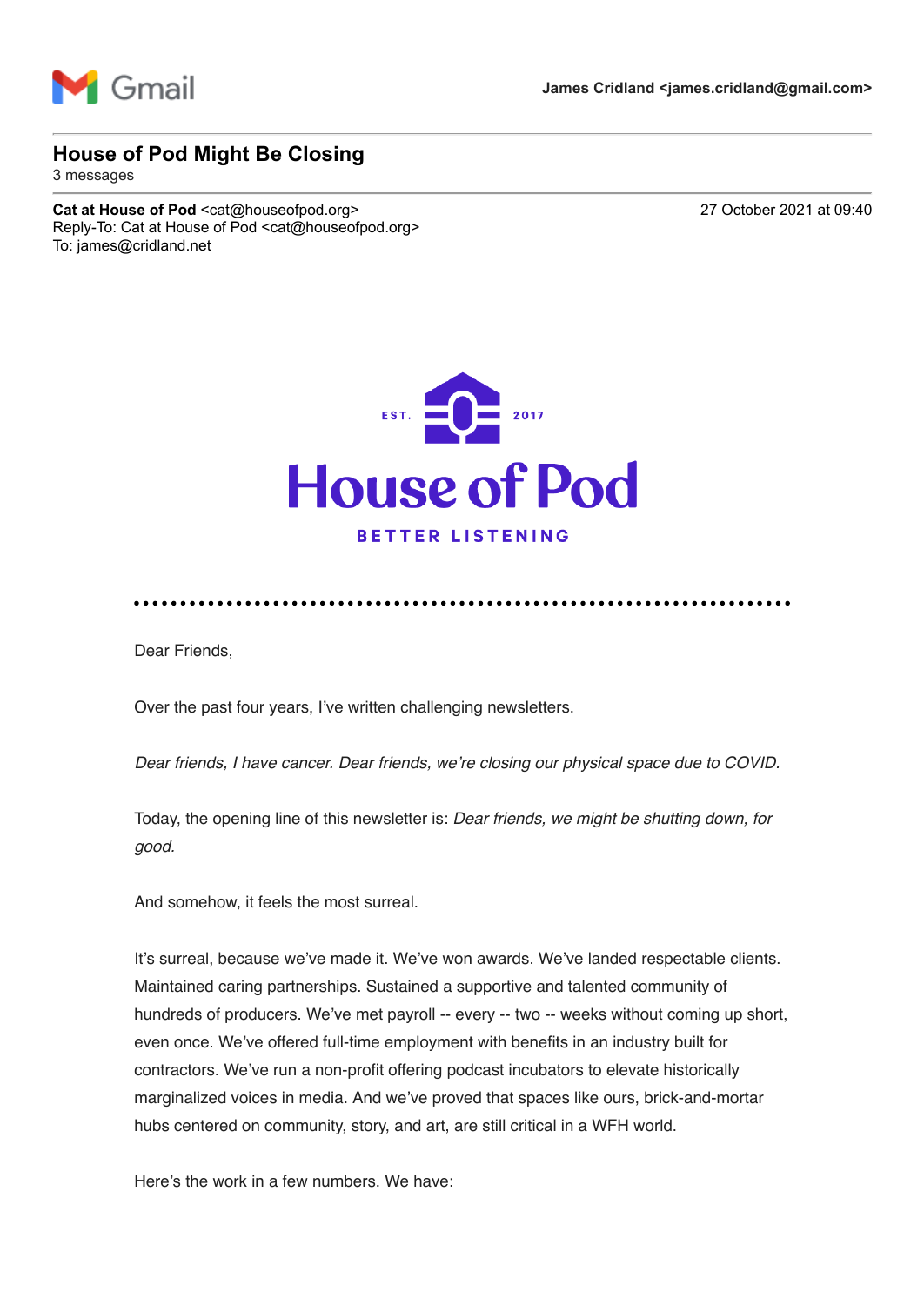Gmail — James Cridland <james.cridland@gmail.com>

# House of Pod Might Be Closing

3 messages

**Cat at House of Pod** <cat@houseofpod.org>
Reply-To: Cat at House of Pod <cat@houseofpod.org>
To: james@cridland.net

27 October 2021 at 09:40

EST. 2017

**House of Pod**

**BETTER LISTENING**

Dear Friends,

Over the past four years, I've written challenging newsletters.

*Dear friends, I have cancer. Dear friends, we're closing our physical space due to COVID.*

Today, the opening line of this newsletter is: *Dear friends, we might be shutting down, for good.*

And somehow, it feels the most surreal.

It's surreal, because we've made it. We've won awards. We've landed respectable clients. Maintained caring partnerships. Sustained a supportive and talented community of hundreds of producers. We've met payroll -- every -- two -- weeks without coming up short, even once. We've offered full-time employment with benefits in an industry built for contractors. We've run a non-profit offering podcast incubators to elevate historically marginalized voices in media. And we've proved that spaces like ours, brick-and-mortar hubs centered on community, story, and art, are still critical in a WFH world.

Here's the work in a few numbers. We have: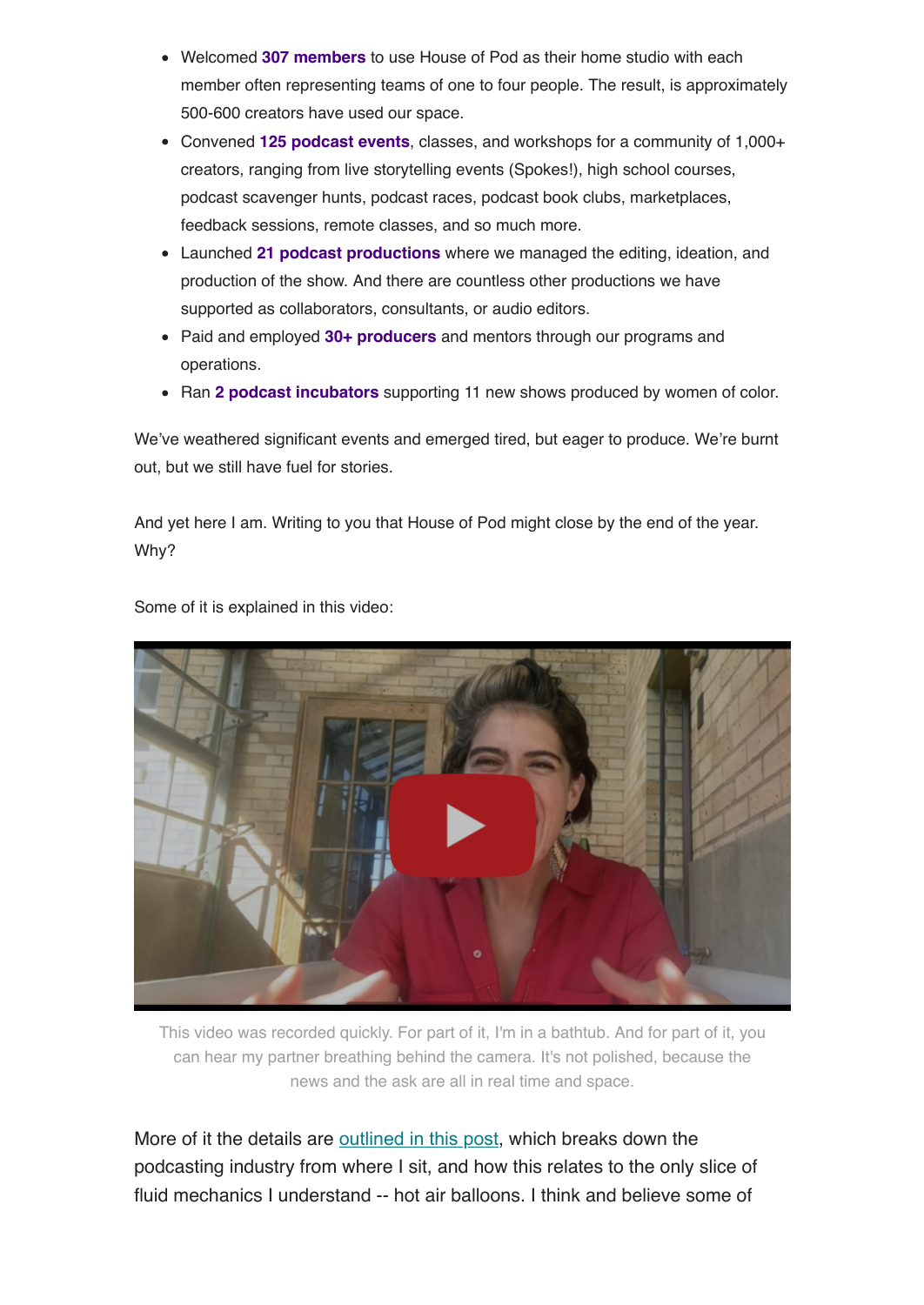- Welcomed **307 members** to use House of Pod as their home studio with each member often representing teams of one to four people. The result, is approximately 500-600 creators have used our space.
- Convened **125 podcast events**, classes, and workshops for a community of 1,000+ creators, ranging from live storytelling events (Spokes!), high school courses, podcast scavenger hunts, podcast races, podcast book clubs, marketplaces, feedback sessions, remote classes, and so much more.
- Launched **21 podcast productions** where we managed the editing, ideation, and production of the show. And there are countless other productions we have supported as collaborators, consultants, or audio editors.
- Paid and employed **30+ producers** and mentors through our programs and operations.
- Ran **2 podcast incubators** supporting 11 new shows produced by women of color.

We've weathered significant events and emerged tired, but eager to produce. We're burnt out, but we still have fuel for stories.

And yet here I am. Writing to you that House of Pod might close by the end of the year. Why?

Some of it is explained in this video:

This video was recorded quickly. For part of it, I'm in a bathtub. And for part of it, you can hear my partner breathing behind the camera. It's not polished, because the news and the ask are all in real time and space.

More of it the details are outlined in this post, which breaks down the podcasting industry from where I sit, and how this relates to the only slice of fluid mechanics I understand -- hot air balloons. I think and believe some of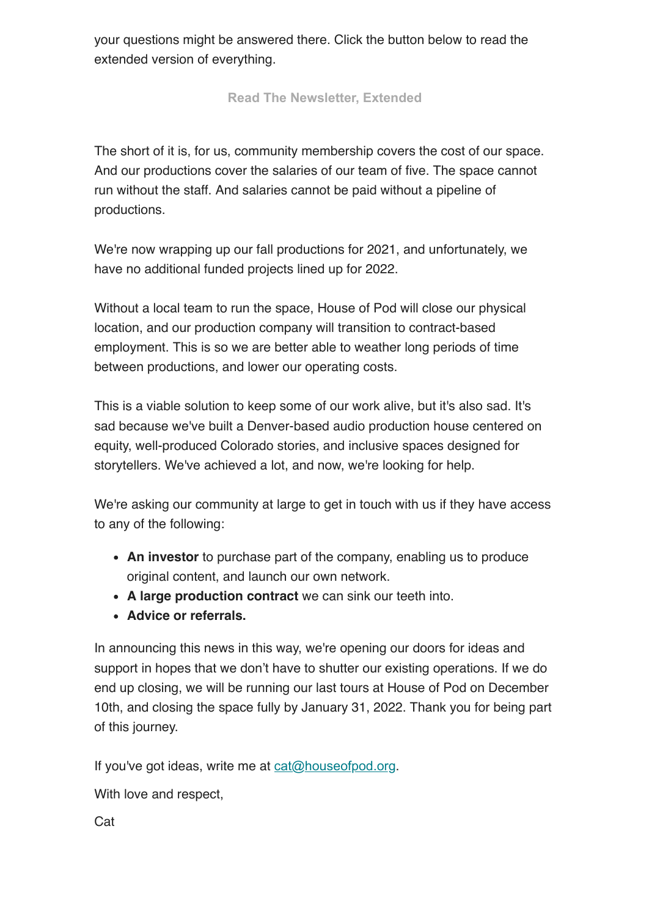your questions might be answered there. Click the button below to read the extended version of everything.

**Read The Newsletter, Extended**

The short of it is, for us, community membership covers the cost of our space. And our productions cover the salaries of our team of five. The space cannot run without the staff. And salaries cannot be paid without a pipeline of productions.

We're now wrapping up our fall productions for 2021, and unfortunately, we have no additional funded projects lined up for 2022.

Without a local team to run the space, House of Pod will close our physical location, and our production company will transition to contract-based employment. This is so we are better able to weather long periods of time between productions, and lower our operating costs.

This is a viable solution to keep some of our work alive, but it's also sad. It's sad because we've built a Denver-based audio production house centered on equity, well-produced Colorado stories, and inclusive spaces designed for storytellers. We've achieved a lot, and now, we're looking for help.

We're asking our community at large to get in touch with us if they have access to any of the following:

- **An investor** to purchase part of the company, enabling us to produce original content, and launch our own network.
- **A large production contract** we can sink our teeth into.
- **Advice or referrals.**

In announcing this news in this way, we're opening our doors for ideas and support in hopes that we don't have to shutter our existing operations. If we do end up closing, we will be running our last tours at House of Pod on December 10th, and closing the space fully by January 31, 2022. Thank you for being part of this journey.

If you've got ideas, write me at cat@houseofpod.org.

With love and respect,

Cat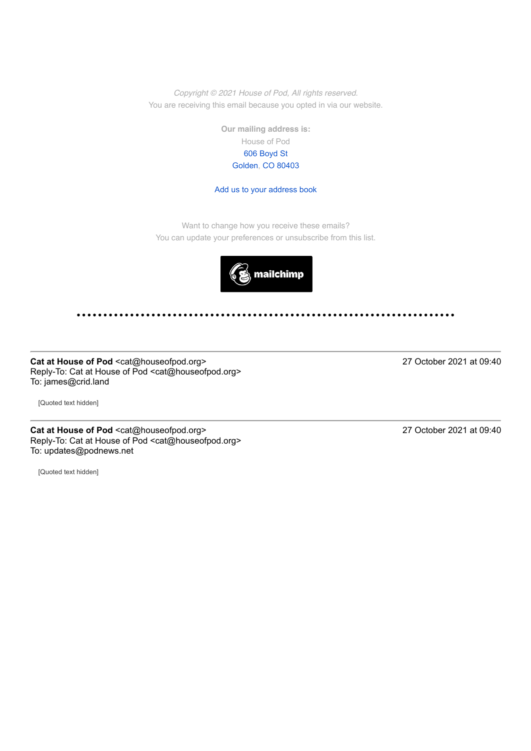*Copyright © 2021 House of Pod, All rights reserved.*
You are receiving this email because you opted in via our website.

**Our mailing address is:**
House of Pod
606 Boyd St
Golden, CO 80403

Add us to your address book

Want to change how you receive these emails?
You can update your preferences or unsubscribe from this list.

mailchimp

---

**Cat at House of Pod** <cat@houseofpod.org> 27 October 2021 at 09:40
Reply-To: Cat at House of Pod <cat@houseofpod.org>
To: james@crid.land

[Quoted text hidden]

---

**Cat at House of Pod** <cat@houseofpod.org> 27 October 2021 at 09:40
Reply-To: Cat at House of Pod <cat@houseofpod.org>
To: updates@podnews.net

[Quoted text hidden]